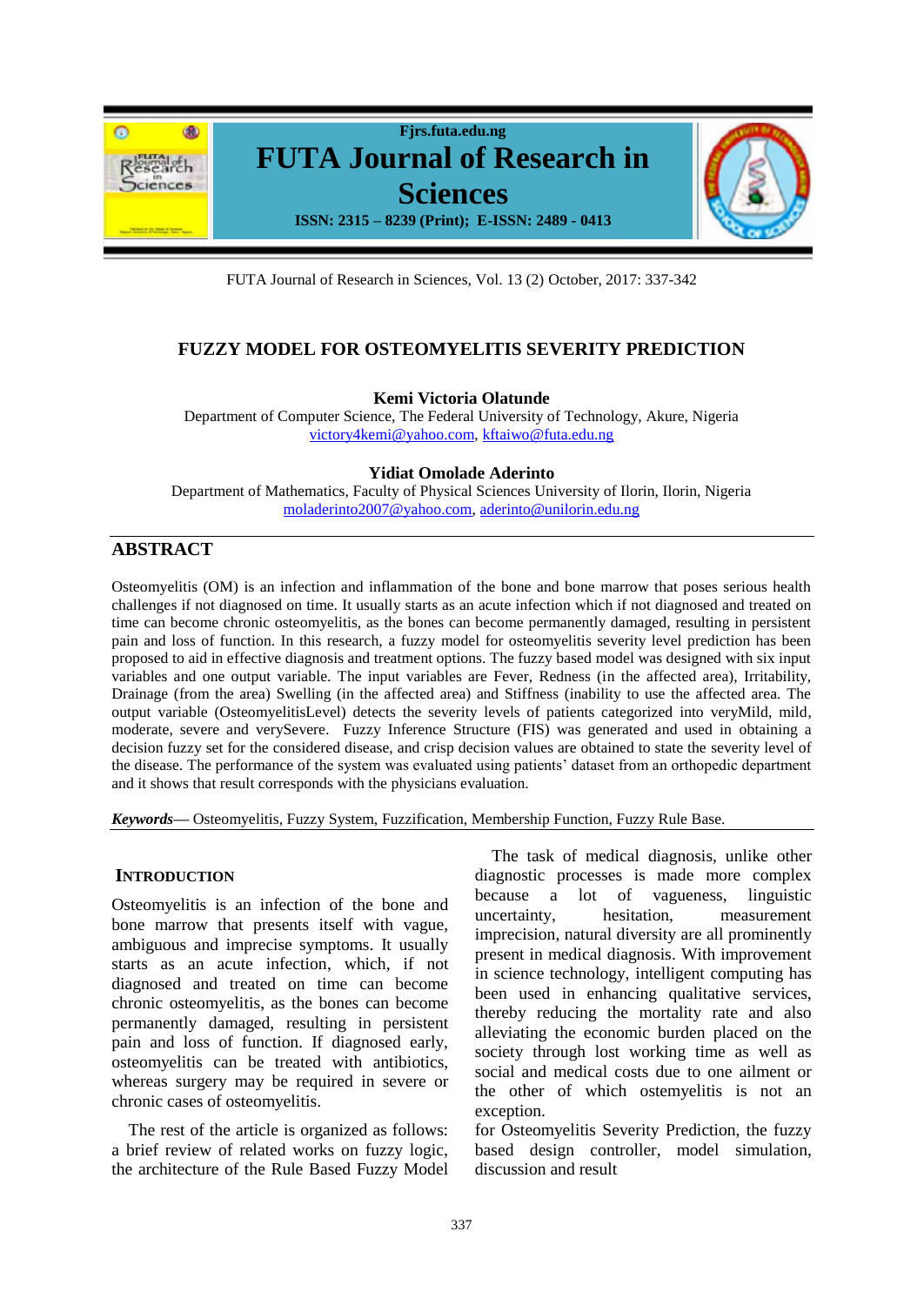# FUZZY MODEL FOR OSTEOMYELITIS SEVERITY PREDICTION

**Kemi Victoria Olatunde**

Department of Computer Science, The Federal University of Technology, Akure, Nigeria

victory4kemi@yahoo.com, kftaiwo@futa.edu.ng

**Yidiat Omolade Aderinto**

Department of Mathematics, Faculty of Physical Sciences University of Ilorin, Ilorin, Nigeria

moladerinto2007@yahoo.com, aderinto@unilorin.edu.ng

## ABSTRACT

Osteomyelitis (OM) is an infection and inflammation of the bone and bone marrow that poses serious health challenges if not diagnosed on time. It usually starts as an acute infection which if not diagnosed and treated on time can become chronic osteomyelitis, as the bones can become permanently damaged, resulting in persistent pain and loss of function. In this research, a fuzzy model for osteomyelitis severity level prediction has been proposed to aid in effective diagnosis and treatment options. The fuzzy based model was designed with six input variables and one output variable. The input variables are Fever, Redness (in the affected area), Irritability, Drainage (from the area) Swelling (in the affected area) and Stiffness (inability to use the affected area. The output variable (OsteomyelitisLevel) detects the severity levels of patients categorized into veryMild, mild, moderate, severe and verySevere. Fuzzy Inference Structure (FIS) was generated and used in obtaining a decision fuzzy set for the considered disease, and crisp decision values are obtained to state the severity level of the disease. The performance of the system was evaluated using patients' dataset from an orthopedic department and it shows that result corresponds with the physicians evaluation.

***Keywords***— Osteomyelitis, Fuzzy System, Fuzzification, Membership Function, Fuzzy Rule Base.

## INTRODUCTION

Osteomyelitis is an infection of the bone and bone marrow that presents itself with vague, ambiguous and imprecise symptoms. It usually starts as an acute infection, which, if not diagnosed and treated on time can become chronic osteomyelitis, as the bones can become permanently damaged, resulting in persistent pain and loss of function. If diagnosed early, osteomyelitis can be treated with antibiotics, whereas surgery may be required in severe or chronic cases of osteomyelitis.

The rest of the article is organized as follows: a brief review of related works on fuzzy logic, the architecture of the Rule Based Fuzzy Model for Osteomyelitis Severity Prediction, the fuzzy based design controller, model simulation, discussion and result

The task of medical diagnosis, unlike other diagnostic processes is made more complex because a lot of vagueness, linguistic uncertainty, hesitation, measurement imprecision, natural diversity are all prominently present in medical diagnosis. With improvement in science technology, intelligent computing has been used in enhancing qualitative services, thereby reducing the mortality rate and also alleviating the economic burden placed on the society through lost working time as well as social and medical costs due to one ailment or the other of which ostemyelitis is not an exception.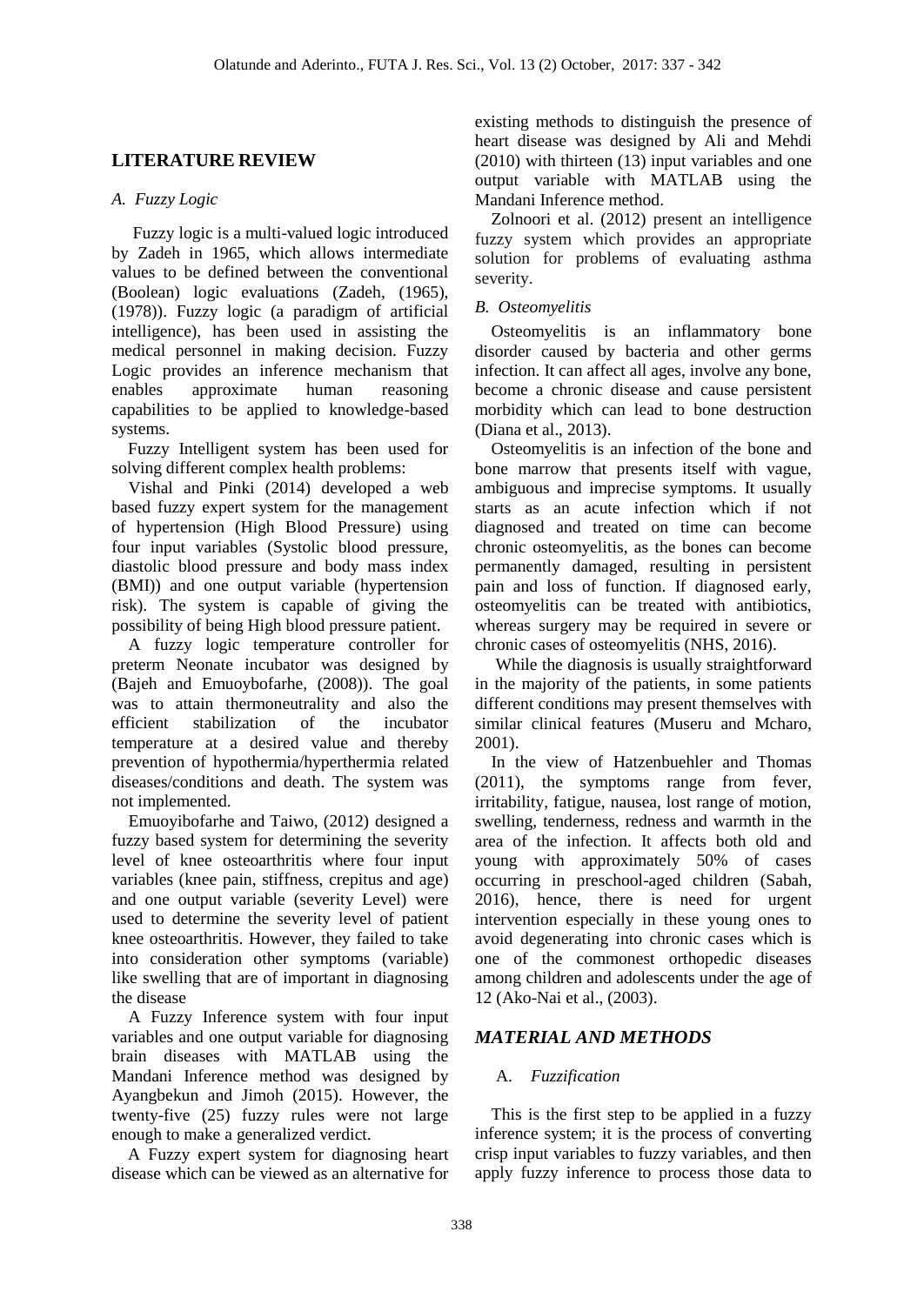## LITERATURE REVIEW

### *A. Fuzzy Logic*

Fuzzy logic is a multi-valued logic introduced by Zadeh in 1965, which allows intermediate values to be defined between the conventional (Boolean) logic evaluations (Zadeh, (1965), (1978)). Fuzzy logic (a paradigm of artificial intelligence), has been used in assisting the medical personnel in making decision. Fuzzy Logic provides an inference mechanism that enables approximate human reasoning capabilities to be applied to knowledge-based systems.

Fuzzy Intelligent system has been used for solving different complex health problems:

Vishal and Pinki (2014) developed a web based fuzzy expert system for the management of hypertension (High Blood Pressure) using four input variables (Systolic blood pressure, diastolic blood pressure and body mass index (BMI)) and one output variable (hypertension risk). The system is capable of giving the possibility of being High blood pressure patient.

A fuzzy logic temperature controller for preterm Neonate incubator was designed by (Bajeh and Emuoybofarhe, (2008)). The goal was to attain thermoneutrality and also the efficient stabilization of the incubator temperature at a desired value and thereby prevention of hypothermia/hyperthermia related diseases/conditions and death. The system was not implemented.

Emuoyibofarhe and Taiwo, (2012) designed a fuzzy based system for determining the severity level of knee osteoarthritis where four input variables (knee pain, stiffness, crepitus and age) and one output variable (severity Level) were used to determine the severity level of patient knee osteoarthritis. However, they failed to take into consideration other symptoms (variable) like swelling that are of important in diagnosing the disease

A Fuzzy Inference system with four input variables and one output variable for diagnosing brain diseases with MATLAB using the Mandani Inference method was designed by Ayangbekun and Jimoh (2015). However, the twenty-five (25) fuzzy rules were not large enough to make a generalized verdict.

A Fuzzy expert system for diagnosing heart disease which can be viewed as an alternative for existing methods to distinguish the presence of heart disease was designed by Ali and Mehdi (2010) with thirteen (13) input variables and one output variable with MATLAB using the Mandani Inference method.

Zolnoori et al. (2012) present an intelligence fuzzy system which provides an appropriate solution for problems of evaluating asthma severity.

### *B. Osteomyelitis*

Osteomyelitis is an inflammatory bone disorder caused by bacteria and other germs infection. It can affect all ages, involve any bone, become a chronic disease and cause persistent morbidity which can lead to bone destruction (Diana et al., 2013).

Osteomyelitis is an infection of the bone and bone marrow that presents itself with vague, ambiguous and imprecise symptoms. It usually starts as an acute infection which if not diagnosed and treated on time can become chronic osteomyelitis, as the bones can become permanently damaged, resulting in persistent pain and loss of function. If diagnosed early, osteomyelitis can be treated with antibiotics, whereas surgery may be required in severe or chronic cases of osteomyelitis (NHS, 2016).

While the diagnosis is usually straightforward in the majority of the patients, in some patients different conditions may present themselves with similar clinical features (Museru and Mcharo, 2001).

In the view of Hatzenbuehler and Thomas (2011), the symptoms range from fever, irritability, fatigue, nausea, lost range of motion, swelling, tenderness, redness and warmth in the area of the infection. It affects both old and young with approximately 50% of cases occurring in preschool-aged children (Sabah, 2016), hence, there is need for urgent intervention especially in these young ones to avoid degenerating into chronic cases which is one of the commonest orthopedic diseases among children and adolescents under the age of 12 (Ako-Nai et al., (2003).

## *MATERIAL AND METHODS*

### A. *Fuzzification*

This is the first step to be applied in a fuzzy inference system; it is the process of converting crisp input variables to fuzzy variables, and then apply fuzzy inference to process those data to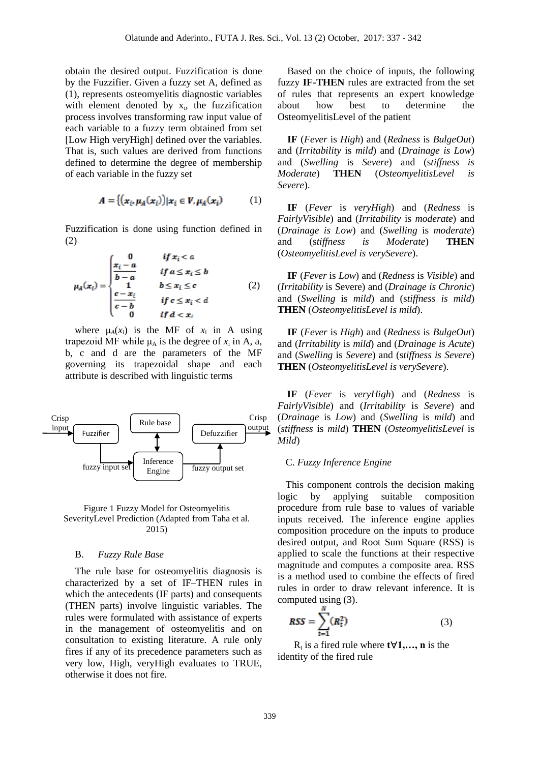obtain the desired output. Fuzzification is done by the Fuzzifier. Given a fuzzy set A, defined as (1), represents osteomyelitis diagnostic variables with element denoted by $x_i$, the fuzzification process involves transforming raw input value of each variable to a fuzzy term obtained from set [Low High veryHigh] defined over the variables. That is, such values are derived from functions defined to determine the degree of membership of each variable in the fuzzy set

$$A = \{(x_i, \mu_A(x_i)) | x_i \in V, \mu_A(x_i) \qquad (1)$$

Fuzzification is done using function defined in (2)

$$\mu_A(x_i) = \begin{cases} 0 & if\ x_i < a \\ \frac{x_i - a}{b - a} & if\ a \leq x_i \leq b \\ 1 & b \leq x_i \leq c \\ \frac{c - x_i}{c - b} & if\ c \leq x_i < d \\ 0 & if\ d < x_i \end{cases} \qquad (2)$$

where $\mu_A(x_i)$ is the MF of $x_i$ in A using trapezoid MF while $\mu_A$ is the degree of $x_i$ in A, a, b, c and d are the parameters of the MF governing its trapezoidal shape and each attribute is described with linguistic terms

Figure 1 Fuzzy Model for Osteomyelitis SeverityLevel Prediction (Adapted from Taha et al. 2015)

B. *Fuzzy Rule Base*

The rule base for osteomyelitis diagnosis is characterized by a set of IF–THEN rules in which the antecedents (IF parts) and consequents (THEN parts) involve linguistic variables. The rules were formulated with assistance of experts in the management of osteomyelitis and on consultation to existing literature. A rule only fires if any of its precedence parameters such as very low, High, veryHigh evaluates to TRUE, otherwise it does not fire.

Based on the choice of inputs, the following fuzzy **IF-THEN** rules are extracted from the set of rules that represents an expert knowledge about how best to determine the OsteomyelitisLevel of the patient

**IF** (*Fever* is *High*) and (*Redness* is *BulgeOut*) and (*Irritability* is *mild*) and (*Drainage is Low*) and (*Swelling* is *Severe*) and (*stiffness is Moderate*) **THEN** (*OsteomyelitisLevel is Severe*).

**IF** (*Fever* is *veryHigh*) and (*Redness* is *FairlyVisible*) and (*Irritability* is *moderate*) and (*Drainage is Low*) and (*Swelling* is *moderate*) and (*stiffness is Moderate*) **THEN** (*OsteomyelitisLevel is verySevere*).

**IF** (*Fever* is *Low*) and (*Redness* is *Visible*) and (*Irritability* is Severe) and (*Drainage is Chronic*) and (*Swelling* is *mild*) and (*stiffness is mild*) **THEN** (*OsteomyelitisLevel is mild*).

**IF** (*Fever* is *High*) and (*Redness* is *BulgeOut*) and (*Irritability* is *mild*) and (*Drainage is Acute*) and (*Swelling* is *Severe*) and (*stiffness is Severe*) **THEN** (*OsteomyelitisLevel is verySevere*).

**IF** (*Fever* is *veryHigh*) and (*Redness* is *FairlyVisible*) and (*Irritability* is *Severe*) and (*Drainage* is *Low*) and (*Swelling* is *mild*) and (*stiffness* is *mild*) **THEN** (*OsteomyelitisLevel* is *Mild*)

C. *Fuzzy Inference Engine*

This component controls the decision making logic by applying suitable composition procedure from rule base to values of variable inputs received. The inference engine applies composition procedure on the inputs to produce desired output, and Root Sum Square (RSS) is applied to scale the functions at their respective magnitude and computes a composite area. RSS is a method used to combine the effects of fired rules in order to draw relevant inference. It is computed using (3).

$$RSS = \sum_{t=1}^{N} (R_t^2) \qquad (3)$$

$R_t$ is a fired rule where $\mathbf{t \forall 1, \ldots, n}$ is the identity of the fired rule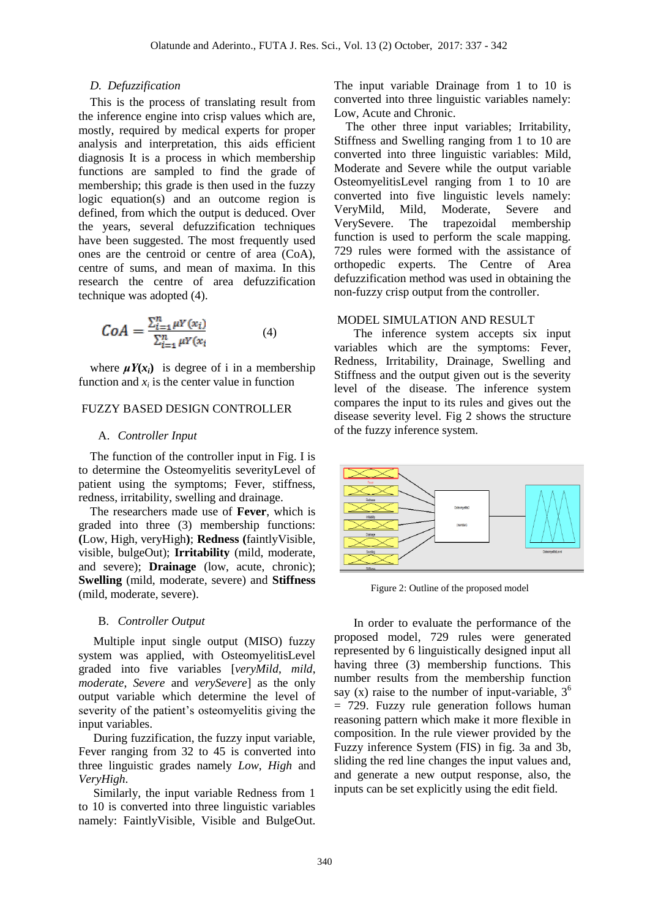### D. *Defuzzification*

This is the process of translating result from the inference engine into crisp values which are, mostly, required by medical experts for proper analysis and interpretation, this aids efficient diagnosis It is a process in which membership functions are sampled to find the grade of membership; this grade is then used in the fuzzy logic equation(s) and an outcome region is defined, from which the output is deduced. Over the years, several defuzzification techniques have been suggested. The most frequently used ones are the centroid or centre of area (CoA), centre of sums, and mean of maxima. In this research the centre of area defuzzification technique was adopted (4).

$$CoA = \frac{\sum_{i=1}^{n} \mu Y(x_i)}{\sum_{i=1}^{n} \mu Y(x_i} \qquad (4)$$

where $\boldsymbol{\mu Y(x_i)}$ is degree of i in a membership function and $x_i$ is the center value in function

## FUZZY BASED DESIGN CONTROLLER

### A. *Controller Input*

The function of the controller input in Fig. I is to determine the Osteomyelitis severityLevel of patient using the symptoms; Fever, stiffness, redness, irritability, swelling and drainage.

The researchers made use of **Fever**, which is graded into three (3) membership functions: **(**Low, High, veryHigh**)**; **Redness (**faintlyVisible, visible, bulgeOut); **Irritability** (mild, moderate, and severe); **Drainage** (low, acute, chronic); **Swelling** (mild, moderate, severe) and **Stiffness** (mild, moderate, severe).

### B. *Controller Output*

Multiple input single output (MISO) fuzzy system was applied, with OsteomyelitisLevel graded into five variables [*veryMild*, *mild*, *moderate*, *Severe* and *verySevere*] as the only output variable which determine the level of severity of the patient's osteomyelitis giving the input variables.

During fuzzification, the fuzzy input variable, Fever ranging from 32 to 45 is converted into three linguistic grades namely *Low*, *High* and *VeryHigh*.

Similarly, the input variable Redness from 1 to 10 is converted into three linguistic variables namely: FaintlyVisible, Visible and BulgeOut. The input variable Drainage from 1 to 10 is converted into three linguistic variables namely: Low, Acute and Chronic.

The other three input variables; Irritability, Stiffness and Swelling ranging from 1 to 10 are converted into three linguistic variables: Mild, Moderate and Severe while the output variable OsteomyelitisLevel ranging from 1 to 10 are converted into five linguistic levels namely: VeryMild, Mild, Moderate, Severe and VerySevere. The trapezoidal membership function is used to perform the scale mapping. 729 rules were formed with the assistance of orthopedic experts. The Centre of Area defuzzification method was used in obtaining the non-fuzzy crisp output from the controller.

## MODEL SIMULATION AND RESULT

The inference system accepts six input variables which are the symptoms: Fever, Redness, Irritability, Drainage, Swelling and Stiffness and the output given out is the severity level of the disease. The inference system compares the input to its rules and gives out the disease severity level. Fig 2 shows the structure of the fuzzy inference system.

Figure 2: Outline of the proposed model

In order to evaluate the performance of the proposed model, 729 rules were generated represented by 6 linguistically designed input all having three (3) membership functions. This number results from the membership function say (x) raise to the number of input-variable, $3^6 = 729$. Fuzzy rule generation follows human reasoning pattern which make it more flexible in composition. In the rule viewer provided by the Fuzzy inference System (FIS) in fig. 3a and 3b, sliding the red line changes the input values and, and generate a new output response, also, the inputs can be set explicitly using the edit field.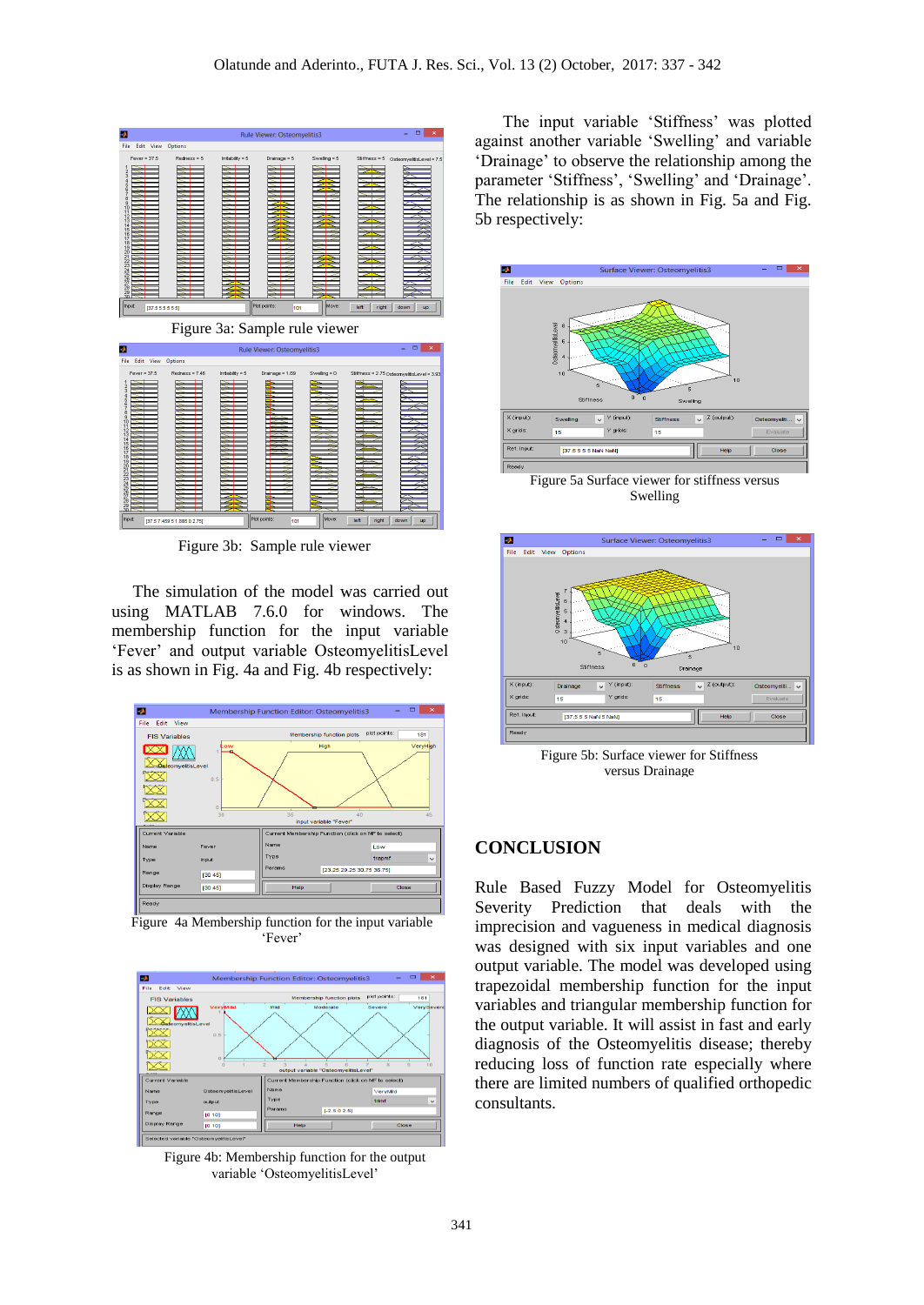Figure 3a: Sample rule viewer

Figure 3b: Sample rule viewer

The simulation of the model was carried out using MATLAB 7.6.0 for windows. The membership function for the input variable 'Fever' and output variable OsteomyelitisLevel is as shown in Fig. 4a and Fig. 4b respectively:

Figure 4a Membership function for the input variable 'Fever'

Figure 4b: Membership function for the output variable 'OsteomyelitisLevel'

The input variable 'Stiffness' was plotted against another variable 'Swelling' and variable 'Drainage' to observe the relationship among the parameter 'Stiffness', 'Swelling' and 'Drainage'. The relationship is as shown in Fig. 5a and Fig. 5b respectively:

Figure 5a Surface viewer for stiffness versus Swelling

Figure 5b: Surface viewer for Stiffness versus Drainage

## CONCLUSION

Rule Based Fuzzy Model for Osteomyelitis Severity Prediction that deals with the imprecision and vagueness in medical diagnosis was designed with six input variables and one output variable. The model was developed using trapezoidal membership function for the input variables and triangular membership function for the output variable. It will assist in fast and early diagnosis of the Osteomyelitis disease; thereby reducing loss of function rate especially where there are limited numbers of qualified orthopedic consultants.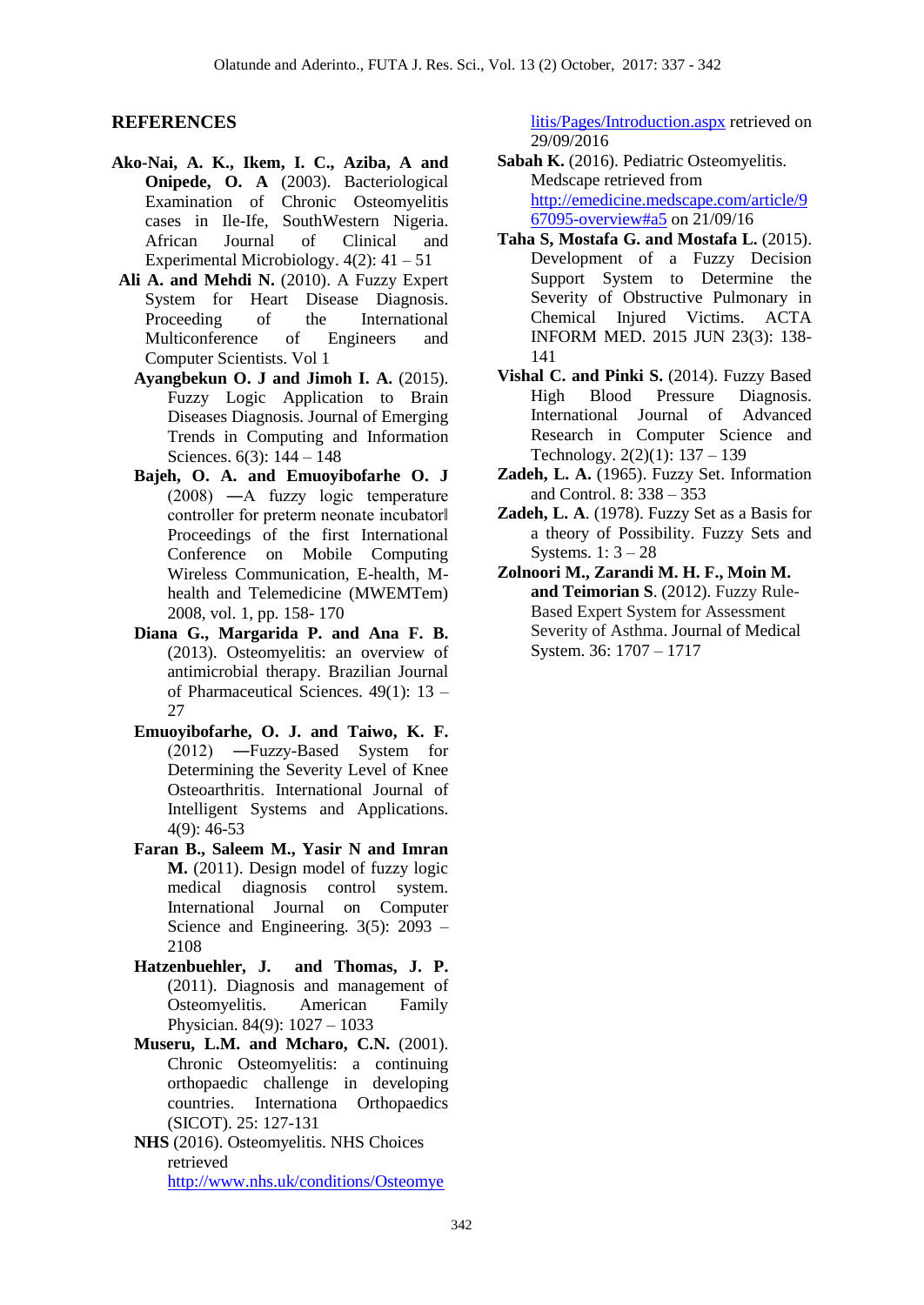## REFERENCES

**Ako-Nai, A. K., Ikem, I. C., Aziba, A and Onipede, O. A** (2003). Bacteriological Examination of Chronic Osteomyelitis cases in Ile-Ife, SouthWestern Nigeria. African Journal of Clinical and Experimental Microbiology. 4(2): 41 – 51

**Ali A. and Mehdi N.** (2010). A Fuzzy Expert System for Heart Disease Diagnosis. Proceeding of the International Multiconference of Engineers and Computer Scientists. Vol 1

**Ayangbekun O. J and Jimoh I. A.** (2015). Fuzzy Logic Application to Brain Diseases Diagnosis. Journal of Emerging Trends in Computing and Information Sciences. 6(3): 144 – 148

**Bajeh, O. A. and Emuoyibofarhe O. J** (2008) ―A fuzzy logic temperature controller for preterm neonate incubator‖ Proceedings of the first International Conference on Mobile Computing Wireless Communication, E-health, M-health and Telemedicine (MWEMTem) 2008, vol. 1, pp. 158- 170

**Diana G., Margarida P. and Ana F. B.** (2013). Osteomyelitis: an overview of antimicrobial therapy. Brazilian Journal of Pharmaceutical Sciences. 49(1): 13 – 27

**Emuoyibofarhe, O. J. and Taiwo, K. F.** (2012) ―Fuzzy-Based System for Determining the Severity Level of Knee Osteoarthritis. International Journal of Intelligent Systems and Applications. 4(9): 46-53

**Faran B., Saleem M., Yasir N and Imran M.** (2011). Design model of fuzzy logic medical diagnosis control system. International Journal on Computer Science and Engineering. 3(5): 2093 – 2108

**Hatzenbuehler, J. and Thomas, J. P.** (2011). Diagnosis and management of Osteomyelitis. American Family Physician. 84(9): 1027 – 1033

**Museru, L.M. and Mcharo, C.N.** (2001). Chronic Osteomyelitis: a continuing orthopaedic challenge in developing countries. Internationa Orthopaedics (SICOT). 25: 127-131

**NHS** (2016). Osteomyelitis. NHS Choices retrieved http://www.nhs.uk/conditions/Osteomyelitis/Pages/Introduction.aspx retrieved on 29/09/2016

**Sabah K.** (2016). Pediatric Osteomyelitis. Medscape retrieved from http://emedicine.medscape.com/article/967095-overview#a5 on 21/09/16

**Taha S, Mostafa G. and Mostafa L.** (2015). Development of a Fuzzy Decision Support System to Determine the Severity of Obstructive Pulmonary in Chemical Injured Victims. ACTA INFORM MED. 2015 JUN 23(3): 138-141

**Vishal C. and Pinki S.** (2014). Fuzzy Based High Blood Pressure Diagnosis. International Journal of Advanced Research in Computer Science and Technology. 2(2)(1): 137 – 139

**Zadeh, L. A.** (1965). Fuzzy Set. Information and Control. 8: 338 – 353

**Zadeh, L. A**. (1978). Fuzzy Set as a Basis for a theory of Possibility. Fuzzy Sets and Systems. 1: 3 – 28

**Zolnoori M., Zarandi M. H. F., Moin M. and Teimorian S**. (2012). Fuzzy Rule-Based Expert System for Assessment Severity of Asthma. Journal of Medical System. 36: 1707 – 1717